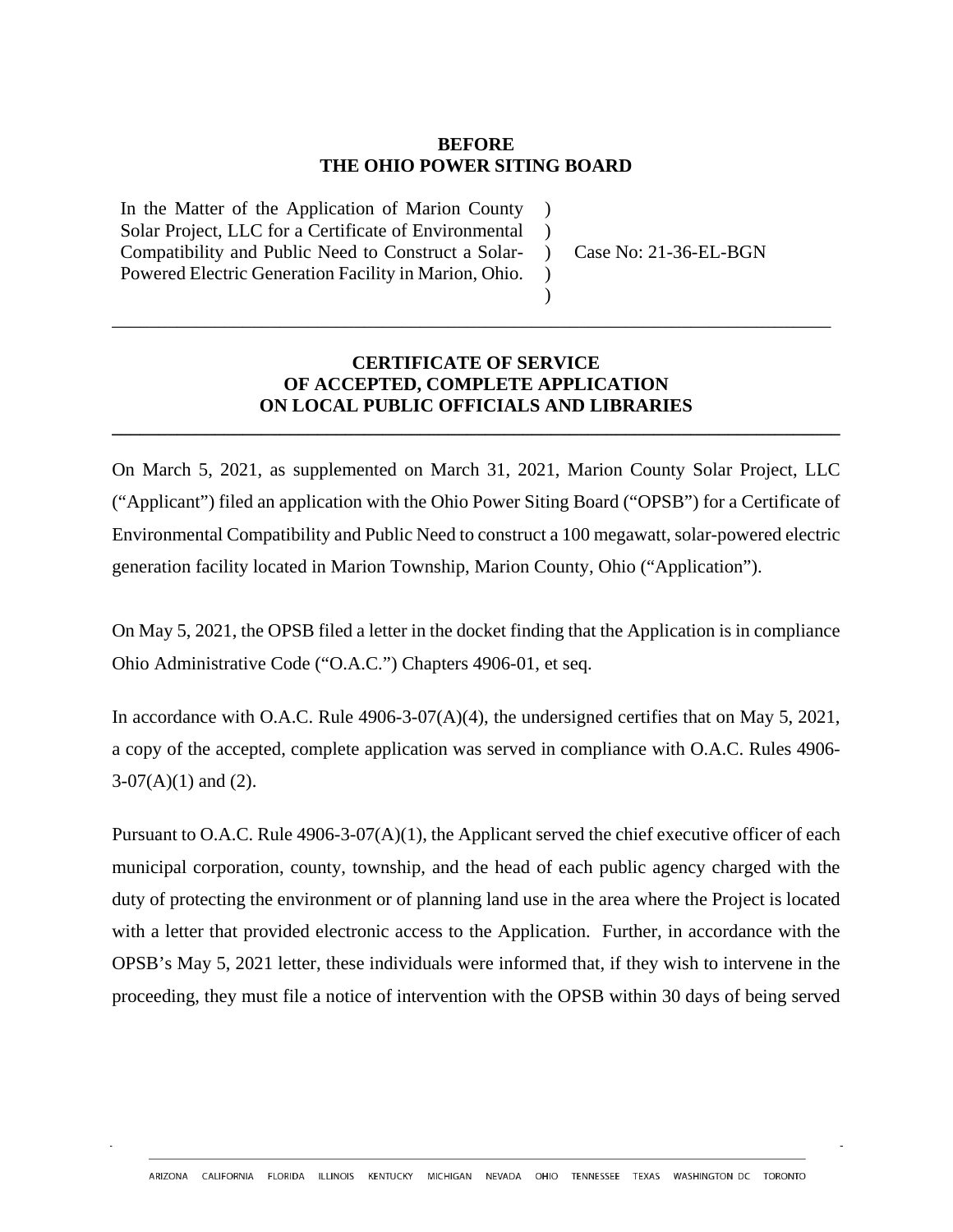**BEFORE**
**THE OHIO POWER SITING BOARD**

| In the Matter of the Application of Marion County Solar Project, LLC for a Certificate of Environmental Compatibility and Public Need to Construct a Solar-Powered Electric Generation Facility in Marion, Ohio. | ) ) ) ) ) | Case No: 21-36-EL-BGN |
|---|---|---|

## CERTIFICATE OF SERVICE OF ACCEPTED, COMPLETE APPLICATION ON LOCAL PUBLIC OFFICIALS AND LIBRARIES

On March 5, 2021, as supplemented on March 31, 2021, Marion County Solar Project, LLC ("Applicant") filed an application with the Ohio Power Siting Board ("OPSB") for a Certificate of Environmental Compatibility and Public Need to construct a 100 megawatt, solar-powered electric generation facility located in Marion Township, Marion County, Ohio ("Application").

On May 5, 2021, the OPSB filed a letter in the docket finding that the Application is in compliance Ohio Administrative Code ("O.A.C.") Chapters 4906-01, et seq.

In accordance with O.A.C. Rule 4906-3-07(A)(4), the undersigned certifies that on May 5, 2021, a copy of the accepted, complete application was served in compliance with O.A.C. Rules 4906-3-07(A)(1) and (2).

Pursuant to O.A.C. Rule 4906-3-07(A)(1), the Applicant served the chief executive officer of each municipal corporation, county, township, and the head of each public agency charged with the duty of protecting the environment or of planning land use in the area where the Project is located with a letter that provided electronic access to the Application. Further, in accordance with the OPSB's May 5, 2021 letter, these individuals were informed that, if they wish to intervene in the proceeding, they must file a notice of intervention with the OPSB within 30 days of being served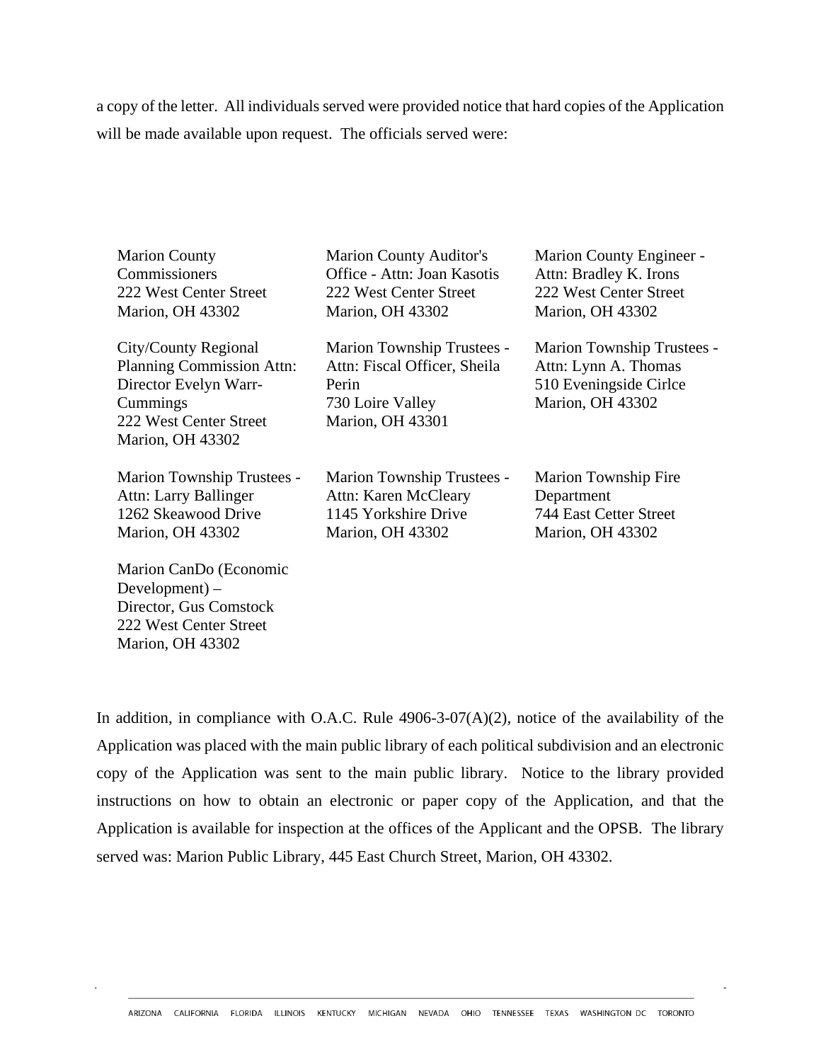a copy of the letter. All individuals served were provided notice that hard copies of the Application will be made available upon request. The officials served were:

Marion County Commissioners
222 West Center Street
Marion, OH 43302

Marion County Auditor's Office - Attn: Joan Kasotis
222 West Center Street
Marion, OH 43302

Marion County Engineer - Attn: Bradley K. Irons
222 West Center Street
Marion, OH 43302

City/County Regional Planning Commission Attn: Director Evelyn Warr-Cummings
222 West Center Street
Marion, OH 43302

Marion Township Trustees - Attn: Fiscal Officer, Sheila Perin
730 Loire Valley
Marion, OH 43301

Marion Township Trustees - Attn: Lynn A. Thomas
510 Eveningside Cirlce
Marion, OH 43302

Marion Township Trustees - Attn: Larry Ballinger
1262 Skeawood Drive
Marion, OH 43302

Marion Township Trustees - Attn: Karen McCleary
1145 Yorkshire Drive
Marion, OH 43302

Marion Township Fire Department
744 East Cetter Street
Marion, OH 43302

Marion CanDo (Economic Development) – Director, Gus Comstock
222 West Center Street
Marion, OH 43302

In addition, in compliance with O.A.C. Rule 4906-3-07(A)(2), notice of the availability of the Application was placed with the main public library of each political subdivision and an electronic copy of the Application was sent to the main public library. Notice to the library provided instructions on how to obtain an electronic or paper copy of the Application, and that the Application is available for inspection at the offices of the Applicant and the OPSB. The library served was: Marion Public Library, 445 East Church Street, Marion, OH 43302.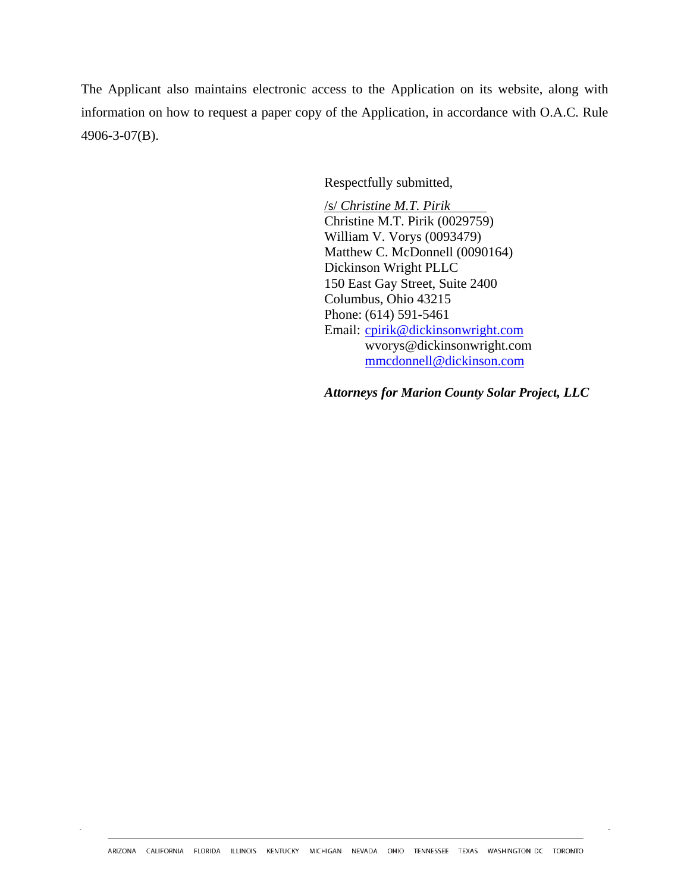The Applicant also maintains electronic access to the Application on its website, along with information on how to request a paper copy of the Application, in accordance with O.A.C. Rule 4906-3-07(B).

Respectfully submitted,

/s/ *Christine M.T. Pirik*
Christine M.T. Pirik (0029759)
William V. Vorys (0093479)
Matthew C. McDonnell (0090164)
Dickinson Wright PLLC
150 East Gay Street, Suite 2400
Columbus, Ohio 43215
Phone: (614) 591-5461
Email: cpirik@dickinsonwright.com
wvorys@dickinsonwright.com
mmcdonnell@dickinson.com

***Attorneys for Marion County Solar Project, LLC***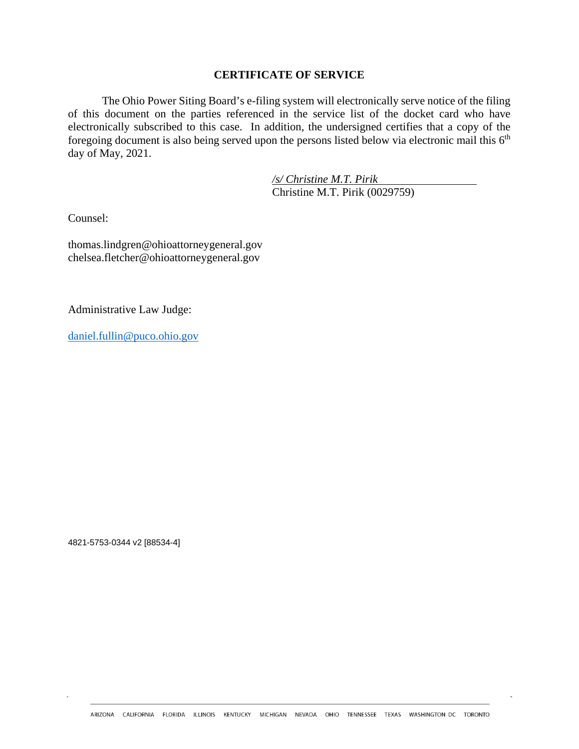## CERTIFICATE OF SERVICE

The Ohio Power Siting Board's e-filing system will electronically serve notice of the filing of this document on the parties referenced in the service list of the docket card who have electronically subscribed to this case. In addition, the undersigned certifies that a copy of the foregoing document is also being served upon the persons listed below via electronic mail this 6th day of May, 2021.

*/s/ Christine M.T. Pirik*
Christine M.T. Pirik (0029759)

Counsel:

thomas.lindgren@ohioattorneygeneral.gov
chelsea.fletcher@ohioattorneygeneral.gov

Administrative Law Judge:

daniel.fullin@puco.ohio.gov

4821-5753-0344 v2 [88534-4]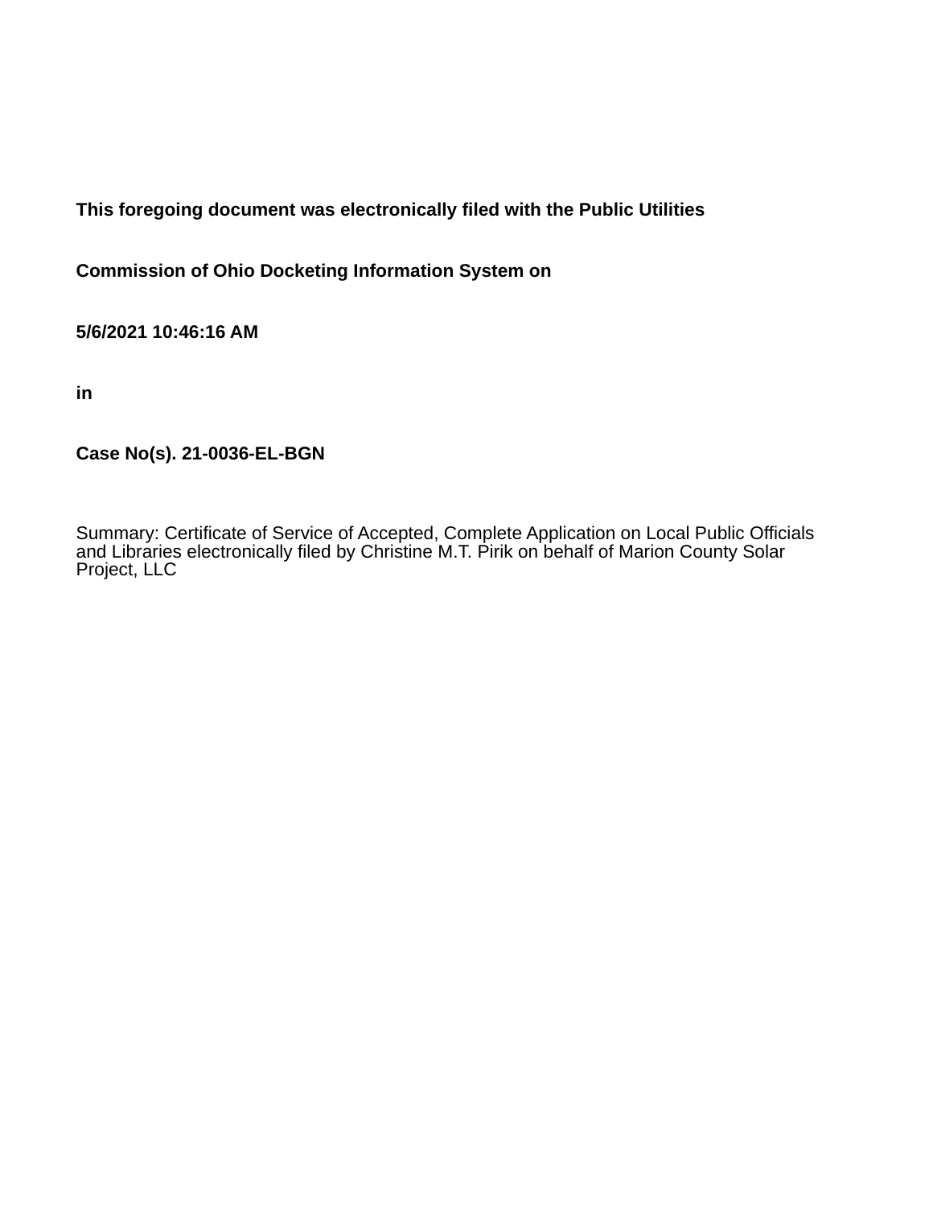**This foregoing document was electronically filed with the Public Utilities**

**Commission of Ohio Docketing Information System on**

**5/6/2021 10:46:16 AM**

**in**

**Case No(s). 21-0036-EL-BGN**

Summary: Certificate of Service of Accepted, Complete Application on Local Public Officials and Libraries electronically filed by Christine M.T. Pirik on behalf of Marion County Solar Project, LLC